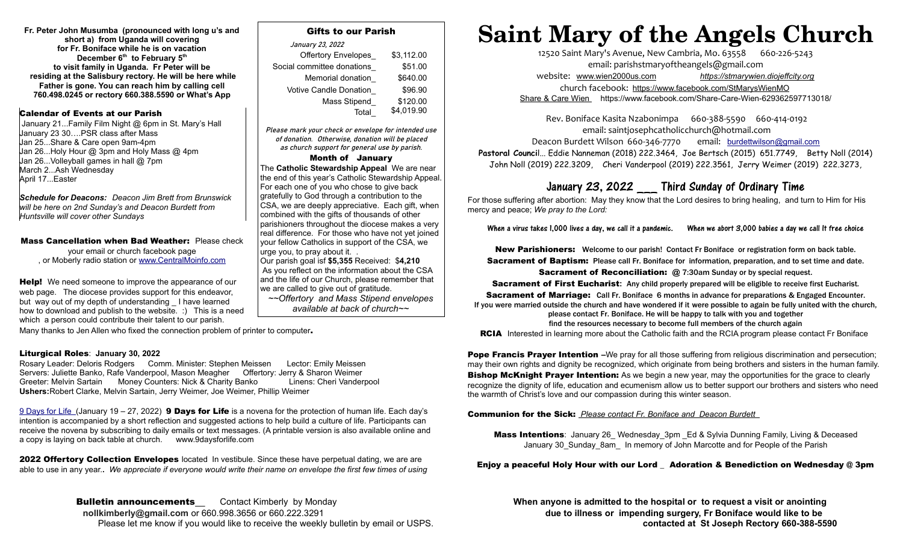# Saint Mary of the Angels Church

12520 Saint Mary's Avenue, New Cambria, Mo. 63558     660-226-5243
email: parishstmaryoftheangels@gmail.com
website: www.wien2000us.com     https://stmarywien.diojeffcity.org
church facebook: https://www.facebook.com/StMarysWienMO
Share & Care Wien  https://www.facebook.com/Share-Care-Wien-629362597713018/

Rev. Boniface Kasita Nzabonimpa    660-388-5590    660-414-0192
email: saintjosephcatholicchurch@hotmail.com
Deacon Burdett Wilson 660-346-7770     email: burdettwilson@gmail.com
**Pastoral Council**... Eddie Nanneman (2018) 222.3464, Joe Bertsch (2015) 651.7749, Betty Noll (2014) John Noll (2019) 222.3209, Cheri Vanderpool (2019) 222.3561, Jerry Weimer (2019) 222.3273,

## January 23, 2022 ___ Third Sunday of Ordinary Time

For those suffering after abortion: May they know that the Lord desires to bring healing, and turn to Him for His mercy and peace; *We pray to the Lord:*

**When a virus takes 1,000 lives a day, we call it a pandemic.    When we abort 3,000 babies a day we call It free choice**

**New Parishioners:** Welcome to our parish! Contact Fr Boniface or registration form on back table.
**Sacrament of Baptism:** Please call Fr. Boniface for information, preparation, and to set time and date.
**Sacrament of Reconciliation:** @ 7:30am Sunday or by special request.
**Sacrament of First Eucharist**: Any child properly prepared will be eligible to receive first Eucharist.
**Sacrament of Marriage:** Call Fr. Boniface 6 months in advance for preparations & Engaged Encounter.
If you were married outside the church and have wondered if it were possible to again be fully united with the church, please contact Fr. Boniface. He will be happy to talk with you and together find the resources necessary to become full members of the church again
**RCIA** Interested in learning more about the Catholic faith and the RCIA program please contact Fr Boniface

**Pope Francis Prayer Intention** –We pray for all those suffering from religious discrimination and persecution; may their own rights and dignity be recognized, which originate from being brothers and sisters in the human family.
**Bishop McKnight Prayer Intention:** As we begin a new year, may the opportunities for the grace to clearly recognize the dignity of life, education and ecumenism allow us to better support our brothers and sisters who need the warmth of Christ's love and our compassion during this winter season.

**Communion for the Sick:** *Please contact Fr. Boniface and Deacon Burdett*

**Mass Intentions**: January 26_ Wednesday_3pm _Ed & Sylvia Dunning Family, Living & Deceased
January 30_Sunday_8am_ In memory of John Marcotte and for People of the Parish

**Enjoy a peaceful Holy Hour with our Lord _ Adoration & Benediction on Wednesday @ 3pm**

**When anyone is admitted to the hospital or to request a visit or anointing due to illness or impending surgery, Fr Boniface would like to be contacted at St Joseph Rectory 660-388-5590**

**Fr. Peter John Musumba (pronounced with long u's and short a) from Uganda will covering for Fr. Boniface while he is on vacation December 6th to February 5th to visit family in Uganda. Fr Peter will be residing at the Salisbury rectory. He will be here while Father is gone. You can reach him by calling cell 760.498.0245 or rectory 660.388.5590 or What's App**

### Calendar of Events at our Parish

January 21...Family Film Night @ 6pm in St. Mary's Hall
January 23 30….PSR class after Mass
Jan 25...Share & Care open 9am-4pm
Jan 26...Holy Hour @ 3pm and Holy Mass @ 4pm
Jan 26...Volleyball games in hall @ 7pm
March 2...Ash Wednesday
April 17...Easter

***Schedule for Deacons:*** *Deacon Jim Brett from Brunswick will be here on 2nd Sunday's and Deacon Burdett from Huntsville will cover other Sundays*

**Mass Cancellation when Bad Weather:** Please check your email or church facebook page , or Moberly radio station or www.CentralMoinfo.com

**Help!** We need someone to improve the appearance of our web page. The diocese provides support for this endeavor, but way out of my depth of understanding _ I have learned how to download and publish to the website. :) This is a need which a person could contribute their talent to our parish.
Many thanks to Jen Allen who fixed the connection problem of printer to computer.

### Gifts to our Parish

*January 23, 2022*

| | |
|---|---|
| Offertory Envelopes_ | $3,112.00 |
| Social committee donations_ | $51.00 |
| Memorial donation_ | $640.00 |
| Votive Candle Donation_ | $96.90 |
| Mass Stipend_ | $120.00 |
| Total_ | $4,019.90 |

*Please mark your check or envelope for intended use of donation. Otherwise, donation will be placed as church support for general use by parish.*

### Month of January

The **Catholic Stewardship Appeal** We are near the end of this year's Catholic Stewardship Appeal. For each one of you who chose to give back gratefully to God through a contribution to the CSA, we are deeply appreciative. Each gift, when combined with the gifts of thousands of other parishioners throughout the diocese makes a very real difference. For those who have not yet joined your fellow Catholics in support of the CSA, we urge you, to pray about it. .
Our parish goal isf **$5,355** Received: $**4,210**
As you reflect on the information about the CSA and the life of our Church, please remember that we are called to give out of gratitude.
*~~Offertory and Mass Stipend envelopes available at back of church~~*

### Liturgical Roles: January 30, 2022

Rosary Leader: Deloris Rodgers   Comm. Minister: Stephen Meissen   Lector: Emily Meissen
Servers: Juliette Banko, Rafe Vanderpool, Mason Meagher   Offertory: Jerry & Sharon Weimer
Greeter: Melvin Sartain   Money Counters: Nick & Charity Banko   Linens: Cheri Vanderpool
**Ushers:** Robert Clarke, Melvin Sartain, Jerry Weimer, Joe Weimer, Phillip Weimer

9 Days for Life (January 19 – 27, 2022) **9 Days for Life** is a novena for the protection of human life. Each day's intention is accompanied by a short reflection and suggested actions to help build a culture of life. Participants can receive the novena by subscribing to daily emails or text messages. (A printable version is also available online and a copy is laying on back table at church.   www.9daysforlife.com

**2022 Offertory Collection Envelopes** located In vestibule. Since these have perpetual dating, we are are able to use in any year.. *We appreciate if everyone would write their name on envelope the first few times of using*

**Bulletin announcements__**   Contact Kimberly by Monday
**nollkimberly@gmail.com** or 660.998.3656 or 660.222.3291
Please let me know if you would like to receive the weekly bulletin by email or USPS.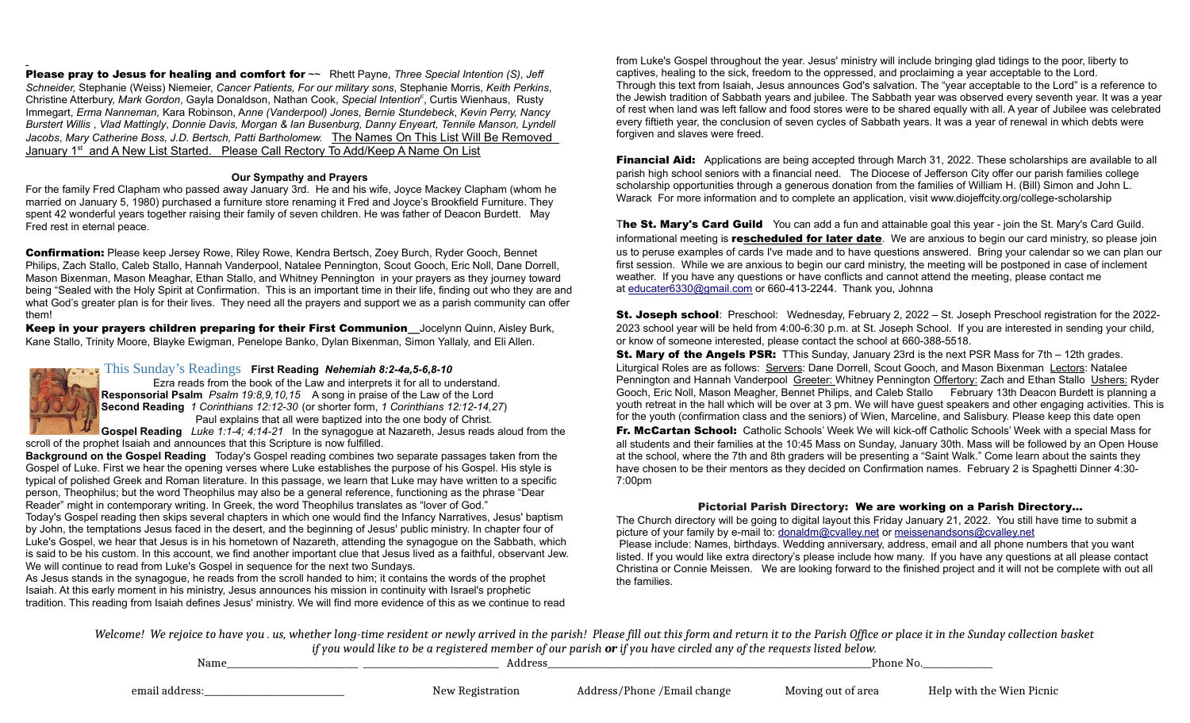**Please pray to Jesus for healing and comfort for** ~~ Rhett Payne, *Three Special Intention (S)*, *Jeff Schneider*, Stephanie (Weiss) Niemeier, *Cancer Patients, For our military sons*, Stephanie Morris, *Keith Perkins*, Christine Atterbury, *Mark Gordon*, Gayla Donaldson, Nathan Cook, *Special Intention[F]*, Curtis Wienhaus, Rusty Immegart, *Erma Nanneman,* Kara Robinson, A*nne (Vanderpool) Jones*, *Bernie Stundebeck*, *Kevin Perry, Nancy Burstert Willis* , *Vlad Mattingly*, *Donnie Davis, Morgan & Ian Busenburg, Danny Enyeart, Tennile Manson, Lyndell Jacobs*, *Mary Catherine Boss, J.D. Bertsch, Patti Bartholomew.* The Names On This List Will Be Removed January 1st and A New List Started. Please Call Rectory To Add/Keep A Name On List

**Our Sympathy and Prayers**

For the family Fred Clapham who passed away January 3rd. He and his wife, Joyce Mackey Clapham (whom he married on January 5, 1980) purchased a furniture store renaming it Fred and Joyce's Brookfield Furniture. They spent 42 wonderful years together raising their family of seven children. He was father of Deacon Burdett. May Fred rest in eternal peace.

**Confirmation:** Please keep Jersey Rowe, Riley Rowe, Kendra Bertsch, Zoey Burch, Ryder Gooch, Bennet Philips, Zach Stallo, Caleb Stallo, Hannah Vanderpool, Natalee Pennington, Scout Gooch, Eric Noll, Dane Dorrell, Mason Bixenman, Mason Meaghar, Ethan Stallo, and Whitney Pennington in your prayers as they journey toward being "Sealed with the Holy Spirit at Confirmation. This is an important time in their life, finding out who they are and what God's greater plan is for their lives. They need all the prayers and support we as a parish community can offer them!

**Keep in your prayers children preparing for their First Communion**__Jocelynn Quinn, Aisley Burk, Kane Stallo, Trinity Moore, Blayke Ewigman, Penelope Banko, Dylan Bixenman, Simon Yallaly, and Eli Allen.

## This Sunday's Readings

**First Reading** ***Nehemiah 8:2-4a,5-6,8-10***
Ezra reads from the book of the Law and interprets it for all to understand.

**Responsorial Psalm** *Psalm 19:8,9,10,15* A song in praise of the Law of the Lord

**Second Reading** *1 Corinthians 12:12-30* (or shorter form, *1 Corinthians 12:12-14,27*)
Paul explains that all were baptized into the one body of Christ.

**Gospel Reading** *Luke 1:1-4; 4:14-21* In the synagogue at Nazareth, Jesus reads aloud from the scroll of the prophet Isaiah and announces that this Scripture is now fulfilled.

**Background on the Gospel Reading** Today's Gospel reading combines two separate passages taken from the Gospel of Luke. First we hear the opening verses where Luke establishes the purpose of his Gospel. His style is typical of polished Greek and Roman literature. In this passage, we learn that Luke may have written to a specific person, Theophilus; but the word Theophilus may also be a general reference, functioning as the phrase "Dear Reader" might in contemporary writing. In Greek, the word Theophilus translates as "lover of God."

Today's Gospel reading then skips several chapters in which one would find the Infancy Narratives, Jesus' baptism by John, the temptations Jesus faced in the desert, and the beginning of Jesus' public ministry. In chapter four of Luke's Gospel, we hear that Jesus is in his hometown of Nazareth, attending the synagogue on the Sabbath, which is said to be his custom. In this account, we find another important clue that Jesus lived as a faithful, observant Jew. We will continue to read from Luke's Gospel in sequence for the next two Sundays.

As Jesus stands in the synagogue, he reads from the scroll handed to him; it contains the words of the prophet Isaiah. At this early moment in his ministry, Jesus announces his mission in continuity with Israel's prophetic tradition. This reading from Isaiah defines Jesus' ministry. We will find more evidence of this as we continue to read from Luke's Gospel throughout the year. Jesus' ministry will include bringing glad tidings to the poor, liberty to captives, healing to the sick, freedom to the oppressed, and proclaiming a year acceptable to the Lord.

Through this text from Isaiah, Jesus announces God's salvation. The "year acceptable to the Lord" is a reference to the Jewish tradition of Sabbath years and jubilee. The Sabbath year was observed every seventh year. It was a year of rest when land was left fallow and food stores were to be shared equally with all. A year of Jubilee was celebrated every fiftieth year, the conclusion of seven cycles of Sabbath years. It was a year of renewal in which debts were forgiven and slaves were freed.

**Financial Aid:** Applications are being accepted through March 31, 2022. These scholarships are available to all parish high school seniors with a financial need. The Diocese of Jefferson City offer our parish families college scholarship opportunities through a generous donation from the families of William H. (Bill) Simon and John L. Warack For more information and to complete an application, visit www.diojeffcity.org/college-scholarship

T**he St. Mary's Card Guild** You can add a fun and attainable goal this year - join the St. Mary's Card Guild. informational meeting is **rescheduled for later date**. We are anxious to begin our card ministry, so please join us to peruse examples of cards I've made and to have questions answered. Bring your calendar so we can plan our first session. While we are anxious to begin our card ministry, the meeting will be postponed in case of inclement weather. If you have any questions or have conflicts and cannot attend the meeting, please contact me at educater6330@gmail.com or 660-413-2244. Thank you, Johnna

**St. Joseph school**: Preschool: Wednesday, February 2, 2022 – St. Joseph Preschool registration for the 2022-2023 school year will be held from 4:00-6:30 p.m. at St. Joseph School. If you are interested in sending your child, or know of someone interested, please contact the school at 660-388-5518.

**St. Mary of the Angels PSR:** TThis Sunday, January 23rd is the next PSR Mass for 7th – 12th grades. Liturgical Roles are as follows: Servers: Dane Dorrell, Scout Gooch, and Mason Bixenman Lectors: Natalee Pennington and Hannah Vanderpool Greeter: Whitney Pennington Offertory: Zach and Ethan Stallo Ushers: Ryder Gooch, Eric Noll, Mason Meagher, Bennet Philips, and Caleb Stallo February 13th Deacon Burdett is planning a youth retreat in the hall which will be over at 3 pm. We will have guest speakers and other engaging activities. This is for the youth (confirmation class and the seniors) of Wien, Marceline, and Salisbury. Please keep this date open

**Fr. McCartan School:** Catholic Schools' Week We will kick-off Catholic Schools' Week with a special Mass for all students and their families at the 10:45 Mass on Sunday, January 30th. Mass will be followed by an Open House at the school, where the 7th and 8th graders will be presenting a "Saint Walk." Come learn about the saints they have chosen to be their mentors as they decided on Confirmation names. February 2 is Spaghetti Dinner 4:30-7:00pm

**Pictorial Parish Directory: We are working on a Parish Directory…**

The Church directory will be going to digital layout this Friday January 21, 2022. You still have time to submit a picture of your family by e-mail to: donaldm@cvalley.net or meissenandsons@cvalley.net

Please include: Names, birthdays. Wedding anniversary, address, email and all phone numbers that you want listed. If you would like extra directory's please include how many. If you have any questions at all please contact Christina or Connie Meissen. We are looking forward to the finished project and it will not be complete with out all the families.

*Welcome! We rejoice to have you . us, whether long-time resident or newly arrived in the parish! Please fill out this form and return it to the Parish Office or place it in the Sunday collection basket if you would like to be a registered member of our parish* ***or*** *if you have circled any of the requests listed below.*

Name__________________________ __________________________ Address______________________________________________________________Phone No.______________

email address:___________________________ New Registration Address/Phone /Email change Moving out of area Help with the Wien Picnic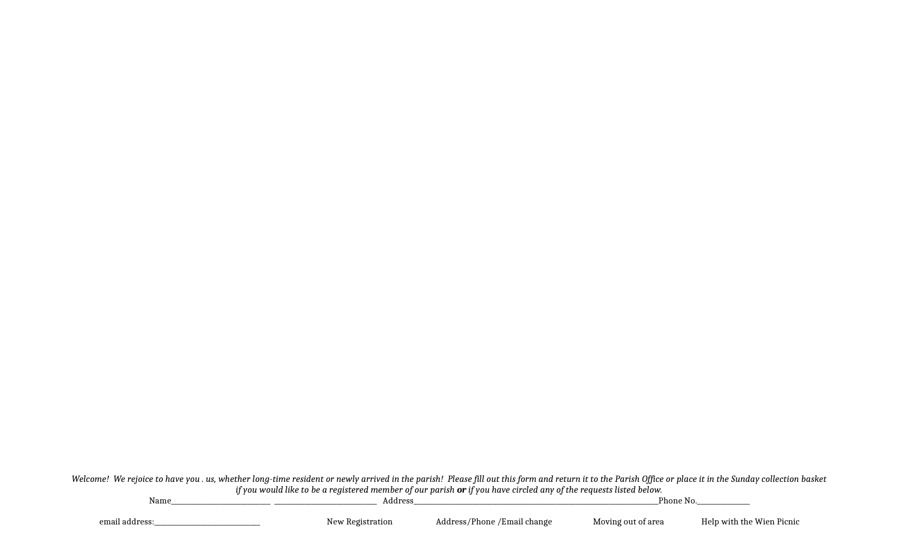*Welcome! We rejoice to have you . us, whether long-time resident or newly arrived in the parish! Please fill out this form and return it to the Parish Office or place it in the Sunday collection basket if you would like to be a registered member of our parish* ***or*** *if you have circled any of the requests listed below.*

Name_______________________ _______________________ Address_________________________________________________________Phone No.____________

email address:________________________ New Registration Address/Phone /Email change Moving out of area Help with the Wien Picnic